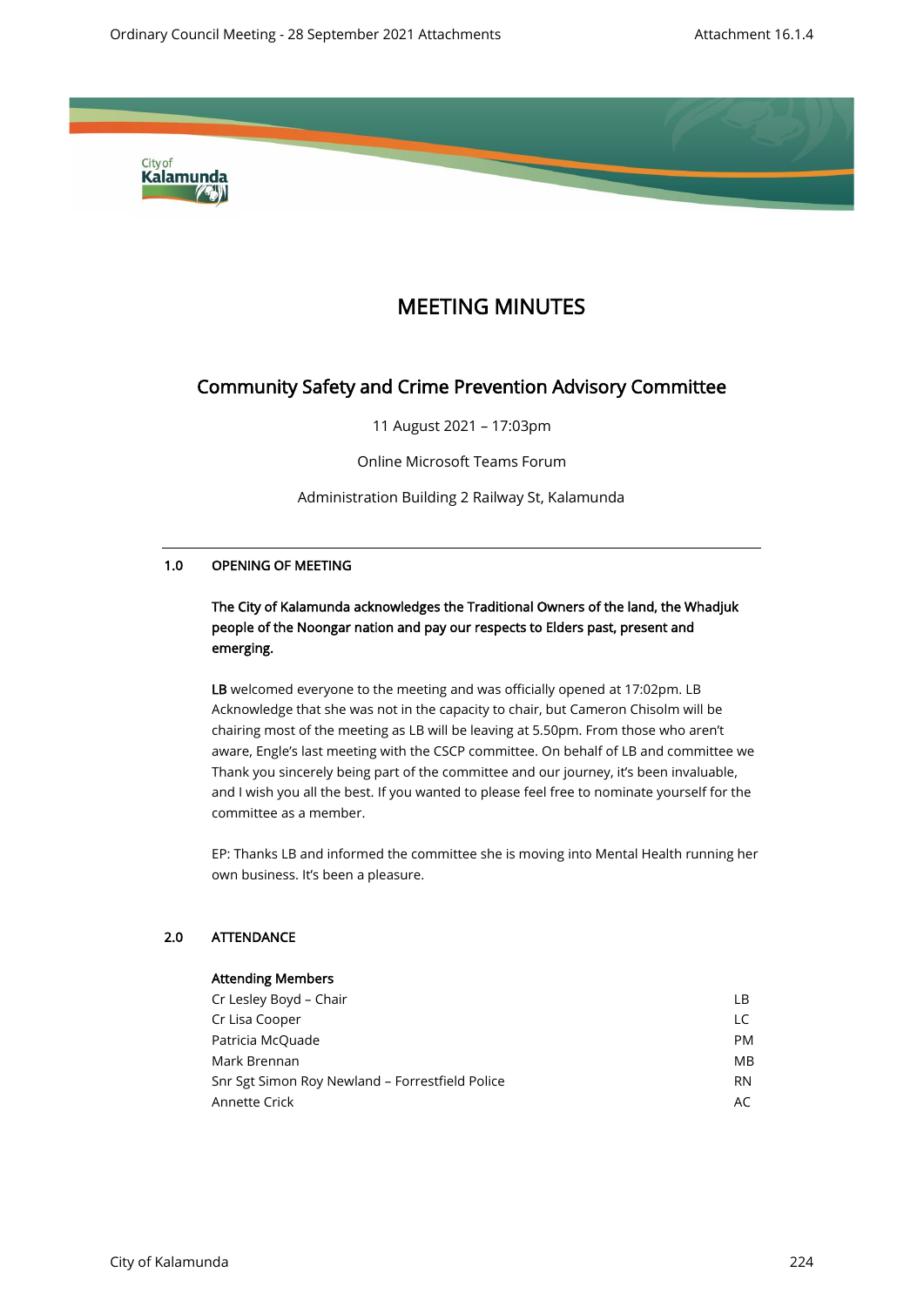# MEETING MINUTES

## Community Safety and Crime Prevention Advisory Committee

11 August 2021 – 17:03pm

Online Microsoft Teams Forum

Administration Building 2 Railway St, Kalamunda

---

### 1.0 OPENING OF MEETING

**The City of Kalamunda acknowledges the Traditional Owners of the land, the Whadjuk people of the Noongar nation and pay our respects to Elders past, present and emerging.**

**LB** welcomed everyone to the meeting and was officially opened at 17:02pm. LB Acknowledge that she was not in the capacity to chair, but Cameron Chisolm will be chairing most of the meeting as LB will be leaving at 5.50pm. From those who aren't aware, Engle's last meeting with the CSCP committee. On behalf of LB and committee we Thank you sincerely being part of the committee and our journey, it's been invaluable, and I wish you all the best. If you wanted to please feel free to nominate yourself for the committee as a member.

EP: Thanks LB and informed the committee she is moving into Mental Health running her own business. It's been a pleasure.

### 2.0 ATTENDANCE

**Attending Members**

| | |
|---|---|
| Cr Lesley Boyd – Chair | LB |
| Cr Lisa Cooper | LC |
| Patricia McQuade | PM |
| Mark Brennan | MB |
| Snr Sgt Simon Roy Newland – Forrestfield Police | RN |
| Annette Crick | AC |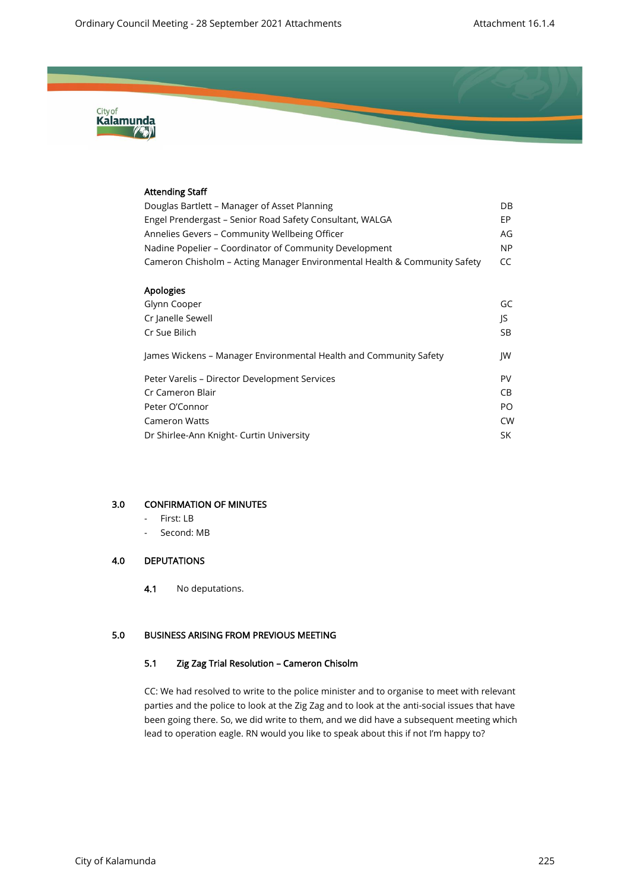### Attending Staff

| | |
|---|---|
| Douglas Bartlett – Manager of Asset Planning | DB |
| Engel Prendergast – Senior Road Safety Consultant, WALGA | EP |
| Annelies Gevers – Community Wellbeing Officer | AG |
| Nadine Popelier – Coordinator of Community Development | NP |
| Cameron Chisholm – Acting Manager Environmental Health & Community Safety | CC |

### Apologies

| | |
|---|---|
| Glynn Cooper | GC |
| Cr Janelle Sewell | JS |
| Cr Sue Bilich | SB |
| James Wickens – Manager Environmental Health and Community Safety | JW |
| Peter Varelis – Director Development Services | PV |
| Cr Cameron Blair | CB |
| Peter O'Connor | PO |
| Cameron Watts | CW |
| Dr Shirlee-Ann Knight- Curtin University | SK |

## 3.0 CONFIRMATION OF MINUTES

- First: LB
- Second: MB

## 4.0 DEPUTATIONS

**4.1** No deputations.

## 5.0 BUSINESS ARISING FROM PREVIOUS MEETING

### 5.1 Zig Zag Trial Resolution – Cameron Chisolm

CC: We had resolved to write to the police minister and to organise to meet with relevant parties and the police to look at the Zig Zag and to look at the anti-social issues that have been going there. So, we did write to them, and we did have a subsequent meeting which lead to operation eagle. RN would you like to speak about this if not I'm happy to?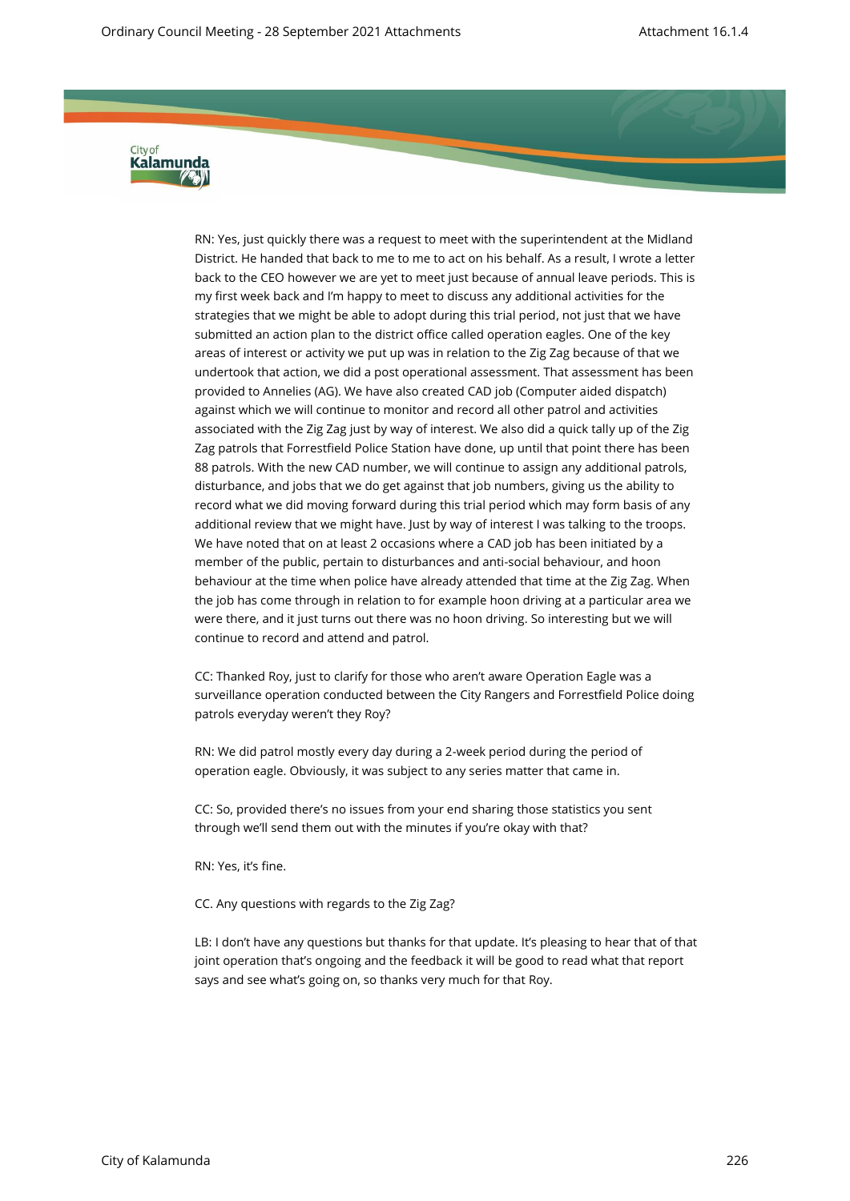RN: Yes, just quickly there was a request to meet with the superintendent at the Midland District. He handed that back to me to me to act on his behalf. As a result, I wrote a letter back to the CEO however we are yet to meet just because of annual leave periods. This is my first week back and I'm happy to meet to discuss any additional activities for the strategies that we might be able to adopt during this trial period, not just that we have submitted an action plan to the district office called operation eagles. One of the key areas of interest or activity we put up was in relation to the Zig Zag because of that we undertook that action, we did a post operational assessment. That assessment has been provided to Annelies (AG). We have also created CAD job (Computer aided dispatch) against which we will continue to monitor and record all other patrol and activities associated with the Zig Zag just by way of interest. We also did a quick tally up of the Zig Zag patrols that Forrestfield Police Station have done, up until that point there has been 88 patrols. With the new CAD number, we will continue to assign any additional patrols, disturbance, and jobs that we do get against that job numbers, giving us the ability to record what we did moving forward during this trial period which may form basis of any additional review that we might have. Just by way of interest I was talking to the troops. We have noted that on at least 2 occasions where a CAD job has been initiated by a member of the public, pertain to disturbances and anti-social behaviour, and hoon behaviour at the time when police have already attended that time at the Zig Zag. When the job has come through in relation to for example hoon driving at a particular area we were there, and it just turns out there was no hoon driving. So interesting but we will continue to record and attend and patrol.

CC: Thanked Roy, just to clarify for those who aren't aware Operation Eagle was a surveillance operation conducted between the City Rangers and Forrestfield Police doing patrols everyday weren't they Roy?

RN: We did patrol mostly every day during a 2-week period during the period of operation eagle. Obviously, it was subject to any series matter that came in.

CC: So, provided there's no issues from your end sharing those statistics you sent through we'll send them out with the minutes if you're okay with that?

RN: Yes, it's fine.

CC. Any questions with regards to the Zig Zag?

LB: I don't have any questions but thanks for that update. It's pleasing to hear that of that joint operation that's ongoing and the feedback it will be good to read what that report says and see what's going on, so thanks very much for that Roy.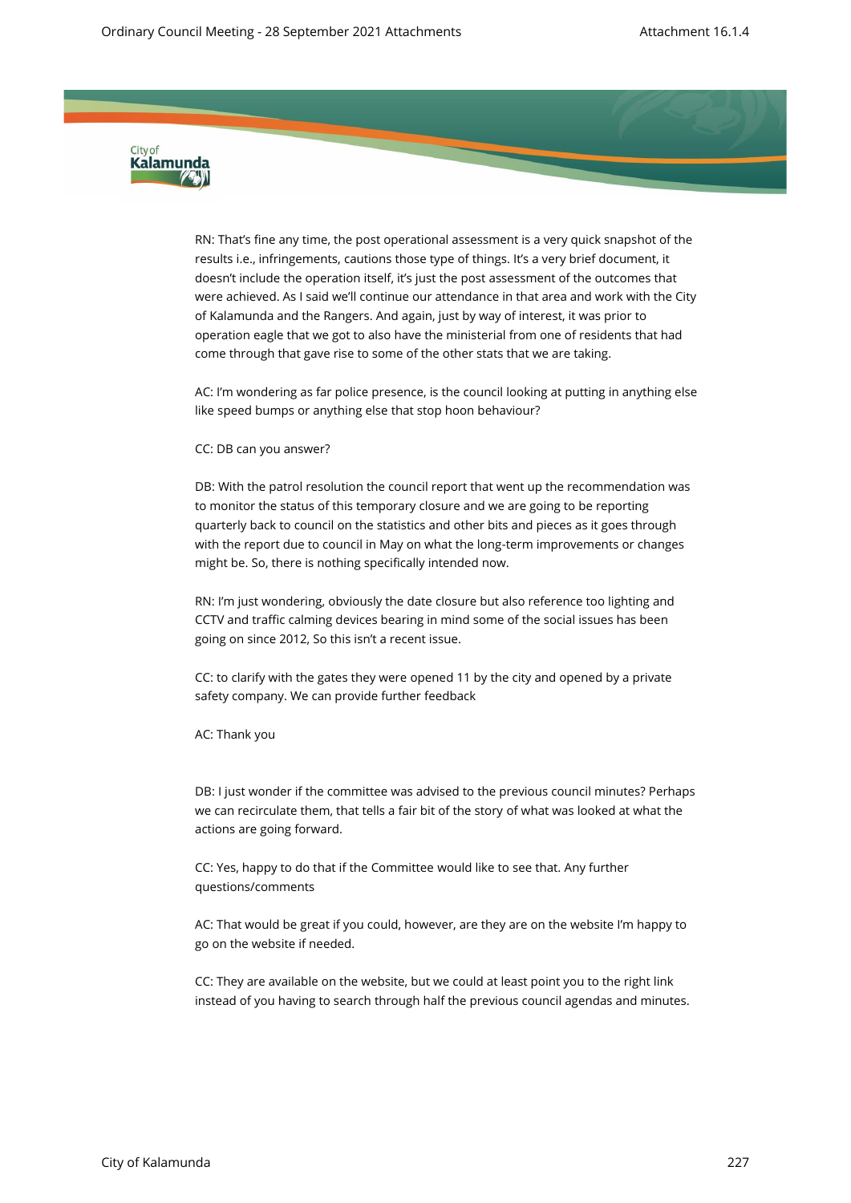RN: That's fine any time, the post operational assessment is a very quick snapshot of the results i.e., infringements, cautions those type of things. It's a very brief document, it doesn't include the operation itself, it's just the post assessment of the outcomes that were achieved. As I said we'll continue our attendance in that area and work with the City of Kalamunda and the Rangers. And again, just by way of interest, it was prior to operation eagle that we got to also have the ministerial from one of residents that had come through that gave rise to some of the other stats that we are taking.

AC: I'm wondering as far police presence, is the council looking at putting in anything else like speed bumps or anything else that stop hoon behaviour?

CC: DB can you answer?

DB: With the patrol resolution the council report that went up the recommendation was to monitor the status of this temporary closure and we are going to be reporting quarterly back to council on the statistics and other bits and pieces as it goes through with the report due to council in May on what the long-term improvements or changes might be. So, there is nothing specifically intended now.

RN: I'm just wondering, obviously the date closure but also reference too lighting and CCTV and traffic calming devices bearing in mind some of the social issues has been going on since 2012, So this isn't a recent issue.

CC: to clarify with the gates they were opened 11 by the city and opened by a private safety company. We can provide further feedback

AC: Thank you

DB: I just wonder if the committee was advised to the previous council minutes? Perhaps we can recirculate them, that tells a fair bit of the story of what was looked at what the actions are going forward.

CC: Yes, happy to do that if the Committee would like to see that. Any further questions/comments

AC: That would be great if you could, however, are they are on the website I'm happy to go on the website if needed.

CC: They are available on the website, but we could at least point you to the right link instead of you having to search through half the previous council agendas and minutes.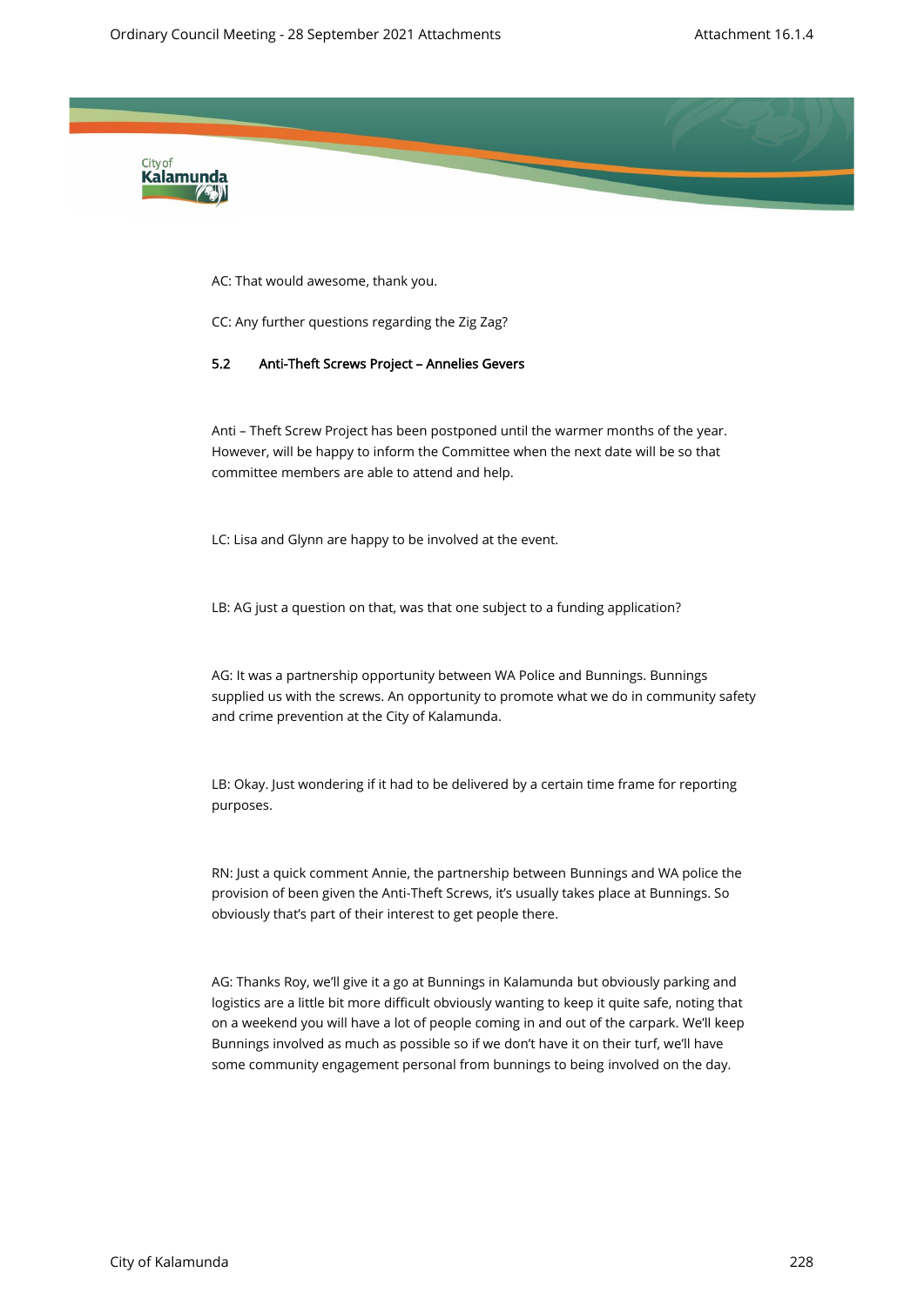AC: That would awesome, thank you.

CC: Any further questions regarding the Zig Zag?

### 5.2 Anti-Theft Screws Project – Annelies Gevers

Anti – Theft Screw Project has been postponed until the warmer months of the year. However, will be happy to inform the Committee when the next date will be so that committee members are able to attend and help.

LC: Lisa and Glynn are happy to be involved at the event.

LB: AG just a question on that, was that one subject to a funding application?

AG: It was a partnership opportunity between WA Police and Bunnings. Bunnings supplied us with the screws. An opportunity to promote what we do in community safety and crime prevention at the City of Kalamunda.

LB: Okay. Just wondering if it had to be delivered by a certain time frame for reporting purposes.

RN: Just a quick comment Annie, the partnership between Bunnings and WA police the provision of been given the Anti-Theft Screws, it's usually takes place at Bunnings. So obviously that's part of their interest to get people there.

AG: Thanks Roy, we'll give it a go at Bunnings in Kalamunda but obviously parking and logistics are a little bit more difficult obviously wanting to keep it quite safe, noting that on a weekend you will have a lot of people coming in and out of the carpark. We'll keep Bunnings involved as much as possible so if we don't have it on their turf, we'll have some community engagement personal from bunnings to being involved on the day.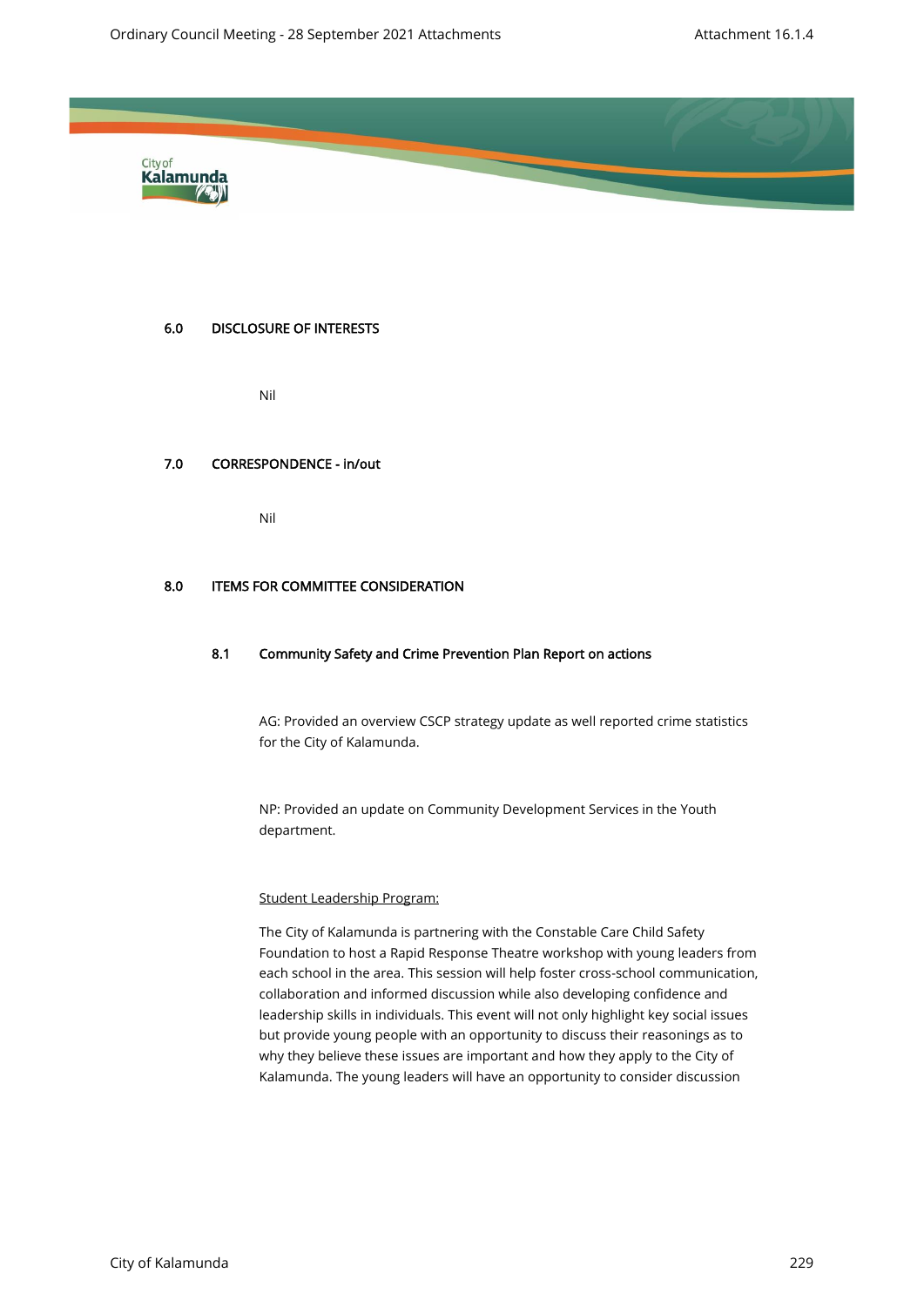## 6.0 DISCLOSURE OF INTERESTS

Nil

## 7.0 CORRESPONDENCE - in/out

Nil

## 8.0 ITEMS FOR COMMITTEE CONSIDERATION

### 8.1 Community Safety and Crime Prevention Plan Report on actions

AG: Provided an overview CSCP strategy update as well reported crime statistics for the City of Kalamunda.

NP: Provided an update on Community Development Services in the Youth department.

Student Leadership Program:

The City of Kalamunda is partnering with the Constable Care Child Safety Foundation to host a Rapid Response Theatre workshop with young leaders from each school in the area. This session will help foster cross-school communication, collaboration and informed discussion while also developing confidence and leadership skills in individuals. This event will not only highlight key social issues but provide young people with an opportunity to discuss their reasonings as to why they believe these issues are important and how they apply to the City of Kalamunda. The young leaders will have an opportunity to consider discussion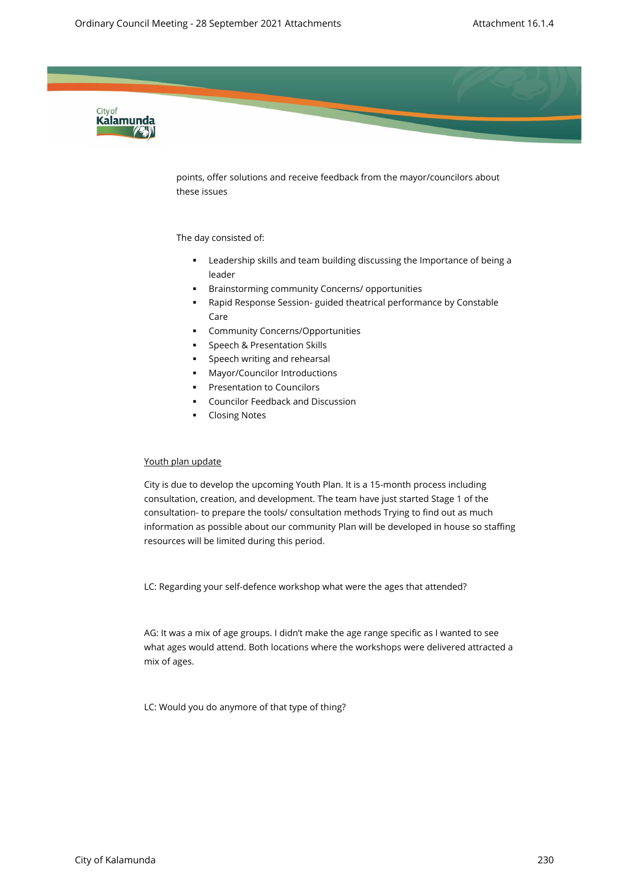points, offer solutions and receive feedback from the mayor/councilors about these issues

The day consisted of:

- Leadership skills and team building discussing the Importance of being a leader
- Brainstorming community Concerns/ opportunities
- Rapid Response Session- guided theatrical performance by Constable Care
- Community Concerns/Opportunities
- Speech & Presentation Skills
- Speech writing and rehearsal
- Mayor/Councilor Introductions
- Presentation to Councilors
- Councilor Feedback and Discussion
- Closing Notes

<u>Youth plan update</u>

City is due to develop the upcoming Youth Plan. It is a 15-month process including consultation, creation, and development. The team have just started Stage 1 of the consultation- to prepare the tools/ consultation methods Trying to find out as much information as possible about our community Plan will be developed in house so staffing resources will be limited during this period.

LC: Regarding your self-defence workshop what were the ages that attended?

AG: It was a mix of age groups. I didn't make the age range specific as I wanted to see what ages would attend. Both locations where the workshops were delivered attracted a mix of ages.

LC: Would you do anymore of that type of thing?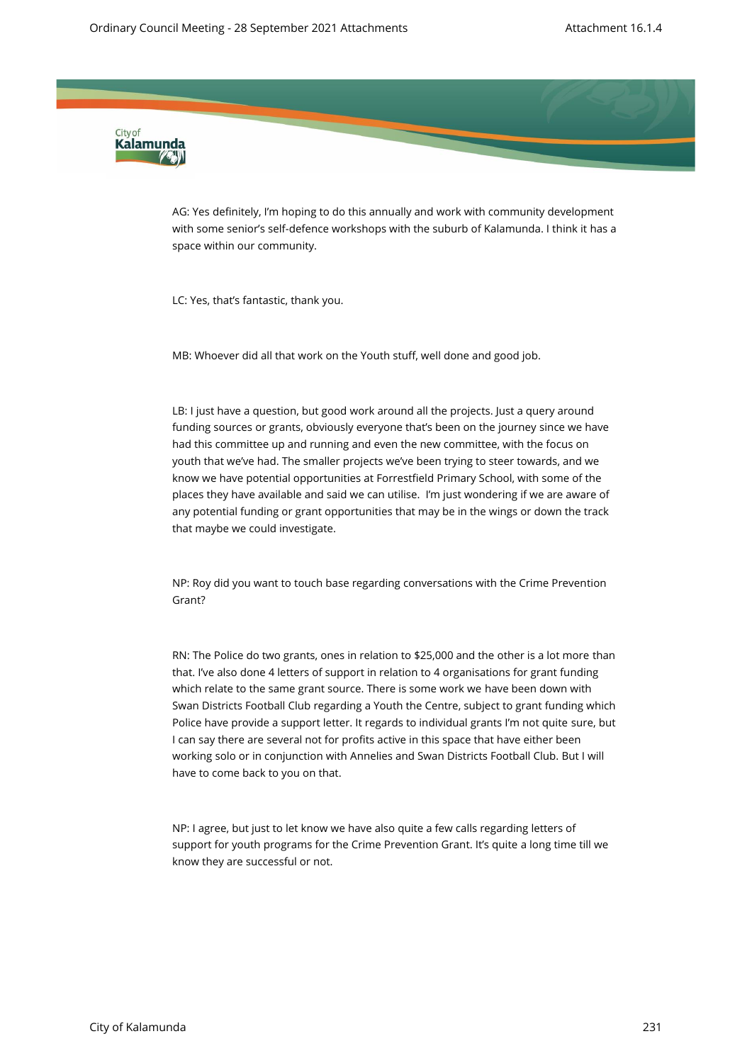AG: Yes definitely, I'm hoping to do this annually and work with community development with some senior's self-defence workshops with the suburb of Kalamunda. I think it has a space within our community.

LC: Yes, that's fantastic, thank you.

MB: Whoever did all that work on the Youth stuff, well done and good job.

LB: I just have a question, but good work around all the projects. Just a query around funding sources or grants, obviously everyone that's been on the journey since we have had this committee up and running and even the new committee, with the focus on youth that we've had. The smaller projects we've been trying to steer towards, and we know we have potential opportunities at Forrestfield Primary School, with some of the places they have available and said we can utilise. I'm just wondering if we are aware of any potential funding or grant opportunities that may be in the wings or down the track that maybe we could investigate.

NP: Roy did you want to touch base regarding conversations with the Crime Prevention Grant?

RN: The Police do two grants, ones in relation to $25,000 and the other is a lot more than that. I've also done 4 letters of support in relation to 4 organisations for grant funding which relate to the same grant source. There is some work we have been down with Swan Districts Football Club regarding a Youth the Centre, subject to grant funding which Police have provide a support letter. It regards to individual grants I'm not quite sure, but I can say there are several not for profits active in this space that have either been working solo or in conjunction with Annelies and Swan Districts Football Club. But I will have to come back to you on that.

NP: I agree, but just to let know we have also quite a few calls regarding letters of support for youth programs for the Crime Prevention Grant. It's quite a long time till we know they are successful or not.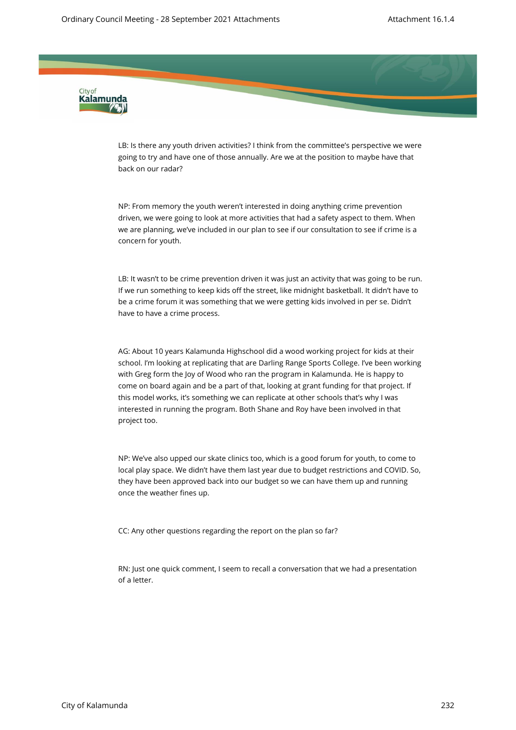LB: Is there any youth driven activities? I think from the committee's perspective we were going to try and have one of those annually. Are we at the position to maybe have that back on our radar?

NP: From memory the youth weren't interested in doing anything crime prevention driven, we were going to look at more activities that had a safety aspect to them. When we are planning, we've included in our plan to see if our consultation to see if crime is a concern for youth.

LB: It wasn't to be crime prevention driven it was just an activity that was going to be run. If we run something to keep kids off the street, like midnight basketball. It didn't have to be a crime forum it was something that we were getting kids involved in per se. Didn't have to have a crime process.

AG: About 10 years Kalamunda Highschool did a wood working project for kids at their school. I'm looking at replicating that are Darling Range Sports College. I've been working with Greg form the Joy of Wood who ran the program in Kalamunda. He is happy to come on board again and be a part of that, looking at grant funding for that project. If this model works, it's something we can replicate at other schools that's why I was interested in running the program. Both Shane and Roy have been involved in that project too.

NP: We've also upped our skate clinics too, which is a good forum for youth, to come to local play space. We didn't have them last year due to budget restrictions and COVID. So, they have been approved back into our budget so we can have them up and running once the weather fines up.

CC: Any other questions regarding the report on the plan so far?

RN: Just one quick comment, I seem to recall a conversation that we had a presentation of a letter.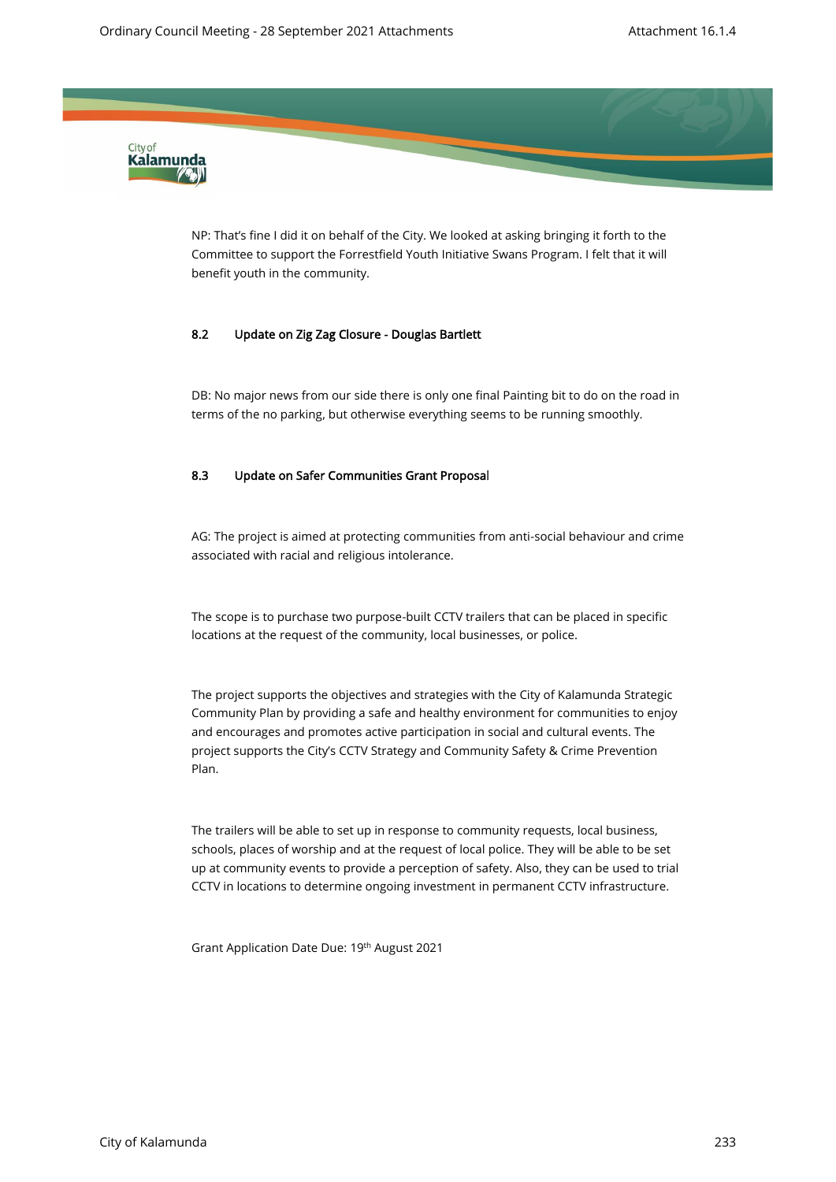NP: That's fine I did it on behalf of the City. We looked at asking bringing it forth to the Committee to support the Forrestfield Youth Initiative Swans Program. I felt that it will benefit youth in the community.

### 8.2 Update on Zig Zag Closure - Douglas Bartlett

DB: No major news from our side there is only one final Painting bit to do on the road in terms of the no parking, but otherwise everything seems to be running smoothly.

### 8.3 Update on Safer Communities Grant Proposal

AG: The project is aimed at protecting communities from anti-social behaviour and crime associated with racial and religious intolerance.

The scope is to purchase two purpose-built CCTV trailers that can be placed in specific locations at the request of the community, local businesses, or police.

The project supports the objectives and strategies with the City of Kalamunda Strategic Community Plan by providing a safe and healthy environment for communities to enjoy and encourages and promotes active participation in social and cultural events. The project supports the City's CCTV Strategy and Community Safety & Crime Prevention Plan.

The trailers will be able to set up in response to community requests, local business, schools, places of worship and at the request of local police. They will be able to be set up at community events to provide a perception of safety. Also, they can be used to trial CCTV in locations to determine ongoing investment in permanent CCTV infrastructure.

Grant Application Date Due: 19th August 2021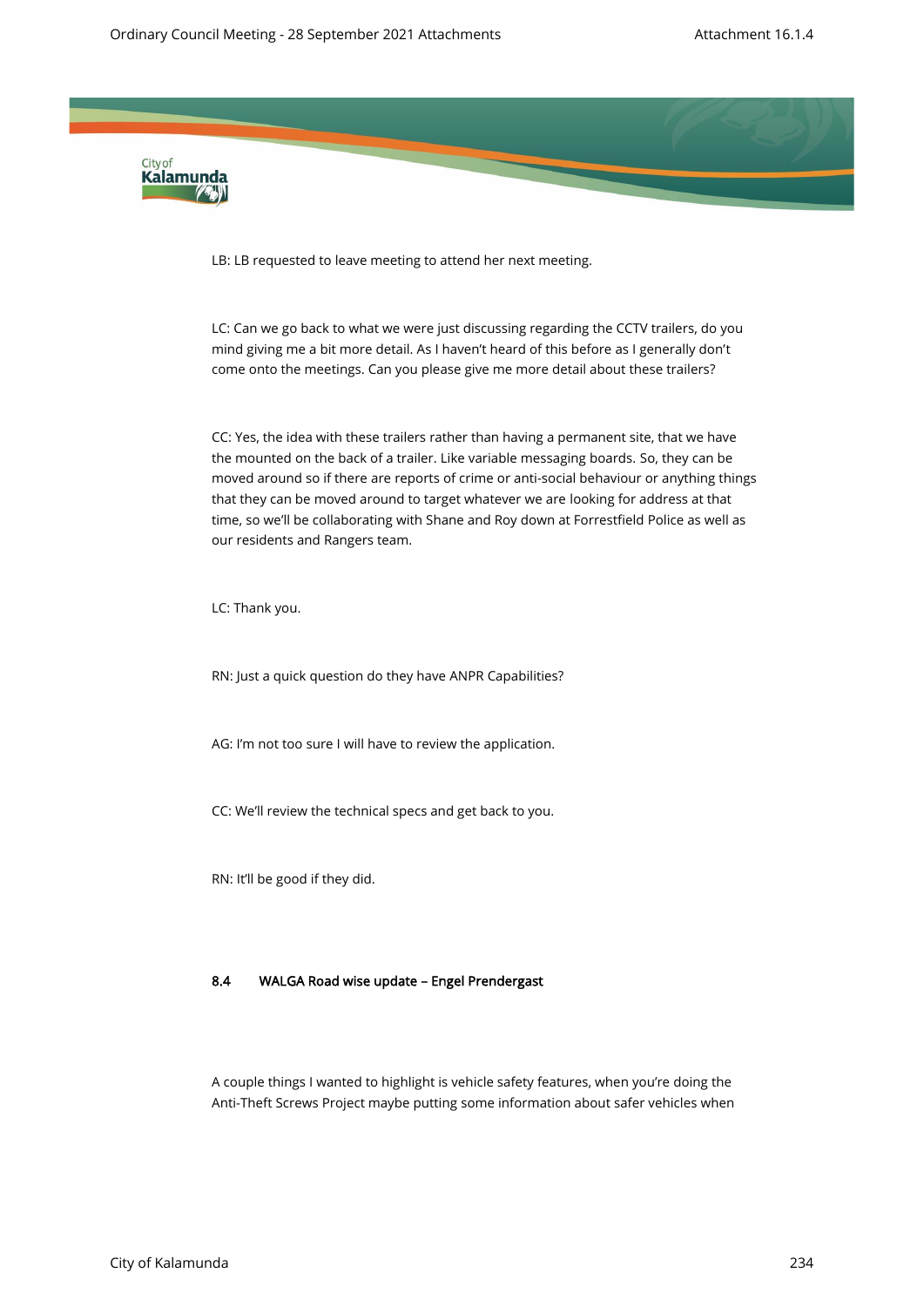LB: LB requested to leave meeting to attend her next meeting.

LC: Can we go back to what we were just discussing regarding the CCTV trailers, do you mind giving me a bit more detail. As I haven't heard of this before as I generally don't come onto the meetings. Can you please give me more detail about these trailers?

CC: Yes, the idea with these trailers rather than having a permanent site, that we have the mounted on the back of a trailer. Like variable messaging boards. So, they can be moved around so if there are reports of crime or anti-social behaviour or anything things that they can be moved around to target whatever we are looking for address at that time, so we'll be collaborating with Shane and Roy down at Forrestfield Police as well as our residents and Rangers team.

LC: Thank you.

RN: Just a quick question do they have ANPR Capabilities?

AG: I'm not too sure I will have to review the application.

CC: We'll review the technical specs and get back to you.

RN: It'll be good if they did.

### 8.4 WALGA Road wise update – Engel Prendergast

A couple things I wanted to highlight is vehicle safety features, when you're doing the Anti-Theft Screws Project maybe putting some information about safer vehicles when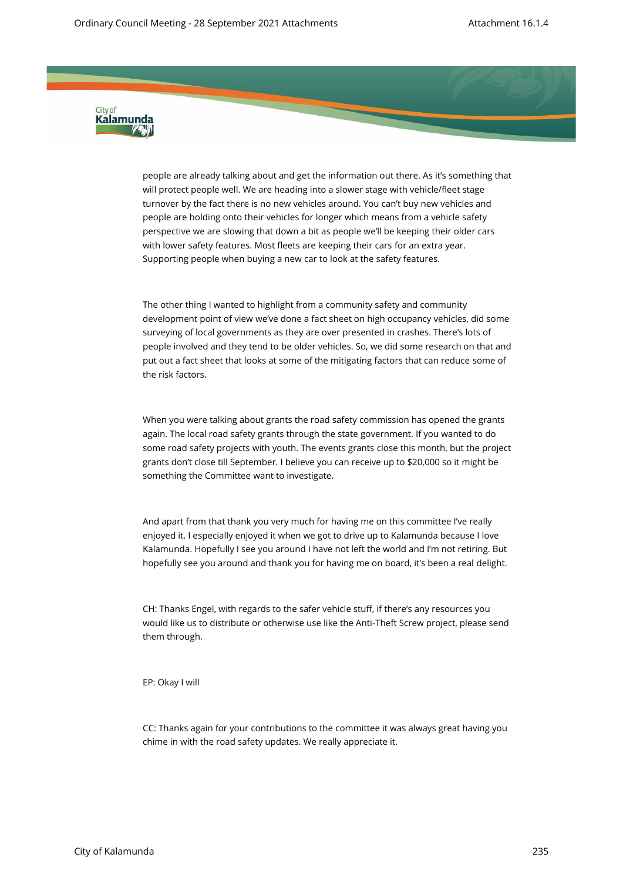people are already talking about and get the information out there. As it's something that will protect people well. We are heading into a slower stage with vehicle/fleet stage turnover by the fact there is no new vehicles around. You can't buy new vehicles and people are holding onto their vehicles for longer which means from a vehicle safety perspective we are slowing that down a bit as people we'll be keeping their older cars with lower safety features. Most fleets are keeping their cars for an extra year. Supporting people when buying a new car to look at the safety features.

The other thing I wanted to highlight from a community safety and community development point of view we've done a fact sheet on high occupancy vehicles, did some surveying of local governments as they are over presented in crashes. There's lots of people involved and they tend to be older vehicles. So, we did some research on that and put out a fact sheet that looks at some of the mitigating factors that can reduce some of the risk factors.

When you were talking about grants the road safety commission has opened the grants again. The local road safety grants through the state government. If you wanted to do some road safety projects with youth. The events grants close this month, but the project grants don't close till September. I believe you can receive up to $20,000 so it might be something the Committee want to investigate.

And apart from that thank you very much for having me on this committee I've really enjoyed it. I especially enjoyed it when we got to drive up to Kalamunda because I love Kalamunda. Hopefully I see you around I have not left the world and I'm not retiring. But hopefully see you around and thank you for having me on board, it's been a real delight.

CH: Thanks Engel, with regards to the safer vehicle stuff, if there's any resources you would like us to distribute or otherwise use like the Anti-Theft Screw project, please send them through.

EP: Okay I will

CC: Thanks again for your contributions to the committee it was always great having you chime in with the road safety updates. We really appreciate it.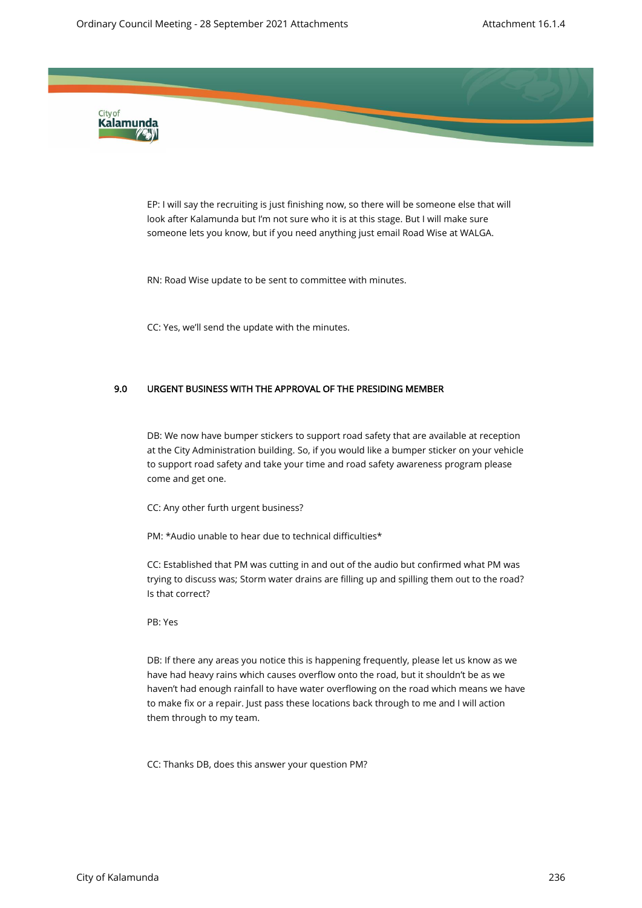EP: I will say the recruiting is just finishing now, so there will be someone else that will look after Kalamunda but I'm not sure who it is at this stage. But I will make sure someone lets you know, but if you need anything just email Road Wise at WALGA.

RN: Road Wise update to be sent to committee with minutes.

CC: Yes, we'll send the update with the minutes.

## 9.0 URGENT BUSINESS WITH THE APPROVAL OF THE PRESIDING MEMBER

DB: We now have bumper stickers to support road safety that are available at reception at the City Administration building. So, if you would like a bumper sticker on your vehicle to support road safety and take your time and road safety awareness program please come and get one.

CC: Any other furth urgent business?

PM: *Audio unable to hear due to technical difficulties*

CC: Established that PM was cutting in and out of the audio but confirmed what PM was trying to discuss was; Storm water drains are filling up and spilling them out to the road? Is that correct?

PB: Yes

DB: If there any areas you notice this is happening frequently, please let us know as we have had heavy rains which causes overflow onto the road, but it shouldn't be as we haven't had enough rainfall to have water overflowing on the road which means we have to make fix or a repair. Just pass these locations back through to me and I will action them through to my team.

CC: Thanks DB, does this answer your question PM?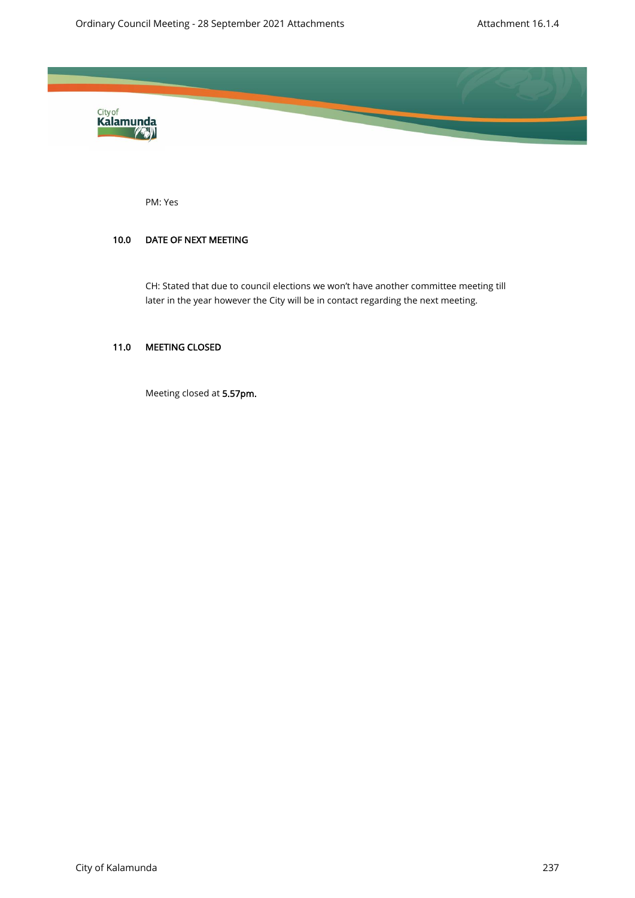PM: Yes

## 10.0 DATE OF NEXT MEETING

CH: Stated that due to council elections we won't have another committee meeting till later in the year however the City will be in contact regarding the next meeting.

## 11.0 MEETING CLOSED

Meeting closed at **5.57pm.**